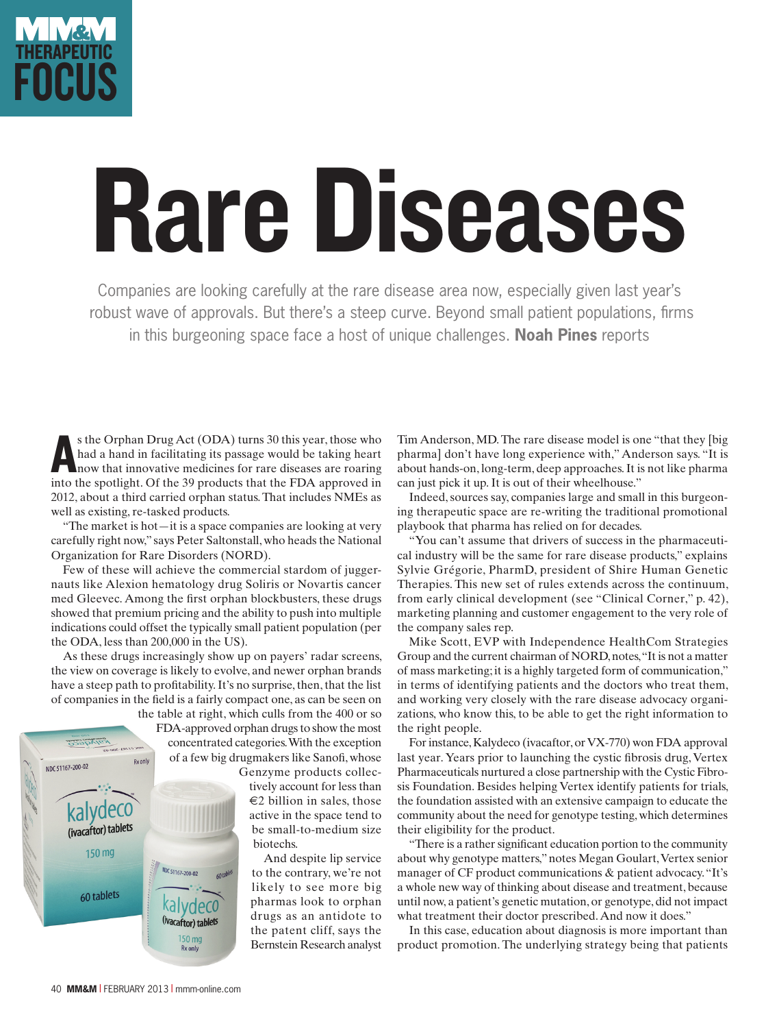MM&M THERAPEUTIC FOCUS

# Rare Diseases

Companies are looking carefully at the rare disease area now, especially given last year's robust wave of approvals. But there's a steep curve. Beyond small patient populations, firms in this burgeoning space face a host of unique challenges. **Noah Pines** reports

As the Orphan Drug Act (ODA) turns 30 this year, those who had a hand in facilitating its passage would be taking heart now that innovative medicines for rare diseases are roaring into the spotlight. Of the 39 products that the FDA approved in 2012, about a third carried orphan status. That includes NMEs as well as existing, re-tasked products.

"The market is hot—it is a space companies are looking at very carefully right now," says Peter Saltonstall, who heads the National Organization for Rare Disorders (NORD).

Few of these will achieve the commercial stardom of juggernauts like Alexion hematology drug Soliris or Novartis cancer med Gleevec. Among the first orphan blockbusters, these drugs showed that premium pricing and the ability to push into multiple indications could offset the typically small patient population (per the ODA, less than 200,000 in the US).

As these drugs increasingly show up on payers' radar screens, the view on coverage is likely to evolve, and newer orphan brands have a steep path to profitability. It's no surprise, then, that the list of companies in the field is a fairly compact one, as can be seen on the table at right, which culls from the 400 or so FDA-approved orphan drugs to show the most concentrated categories. With the exception of a few big drugmakers like Sanofi, whose Genzyme products collectively account for less than €2 billion in sales, those active in the space tend to be small-to-medium size biotechs.

And despite lip service to the contrary, we're not likely to see more big pharmas look to orphan drugs as an antidote to the patent cliff, says the Bernstein Research analyst Tim Anderson, MD. The rare disease model is one "that they [big pharma] don't have long experience with," Anderson says. "It is about hands-on, long-term, deep approaches. It is not like pharma can just pick it up. It is out of their wheelhouse."

Indeed, sources say, companies large and small in this burgeoning therapeutic space are re-writing the traditional promotional playbook that pharma has relied on for decades.

"You can't assume that drivers of success in the pharmaceutical industry will be the same for rare disease products," explains Sylvie Grégorie, PharmD, president of Shire Human Genetic Therapies. This new set of rules extends across the continuum, from early clinical development (see "Clinical Corner," p. 42), marketing planning and customer engagement to the very role of the company sales rep.

Mike Scott, EVP with Independence HealthCom Strategies Group and the current chairman of NORD, notes, "It is not a matter of mass marketing; it is a highly targeted form of communication," in terms of identifying patients and the doctors who treat them, and working very closely with the rare disease advocacy organizations, who know this, to be able to get the right information to the right people.

For instance, Kalydeco (ivacaftor, or VX-770) won FDA approval last year. Years prior to launching the cystic fibrosis drug, Vertex Pharmaceuticals nurtured a close partnership with the Cystic Fibrosis Foundation. Besides helping Vertex identify patients for trials, the foundation assisted with an extensive campaign to educate the community about the need for genotype testing, which determines their eligibility for the product.

"There is a rather significant education portion to the community about why genotype matters," notes Megan Goulart, Vertex senior manager of CF product communications & patient advocacy. "It's a whole new way of thinking about disease and treatment, because until now, a patient's genetic mutation, or genotype, did not impact what treatment their doctor prescribed. And now it does."

In this case, education about diagnosis is more important than product promotion. The underlying strategy being that patients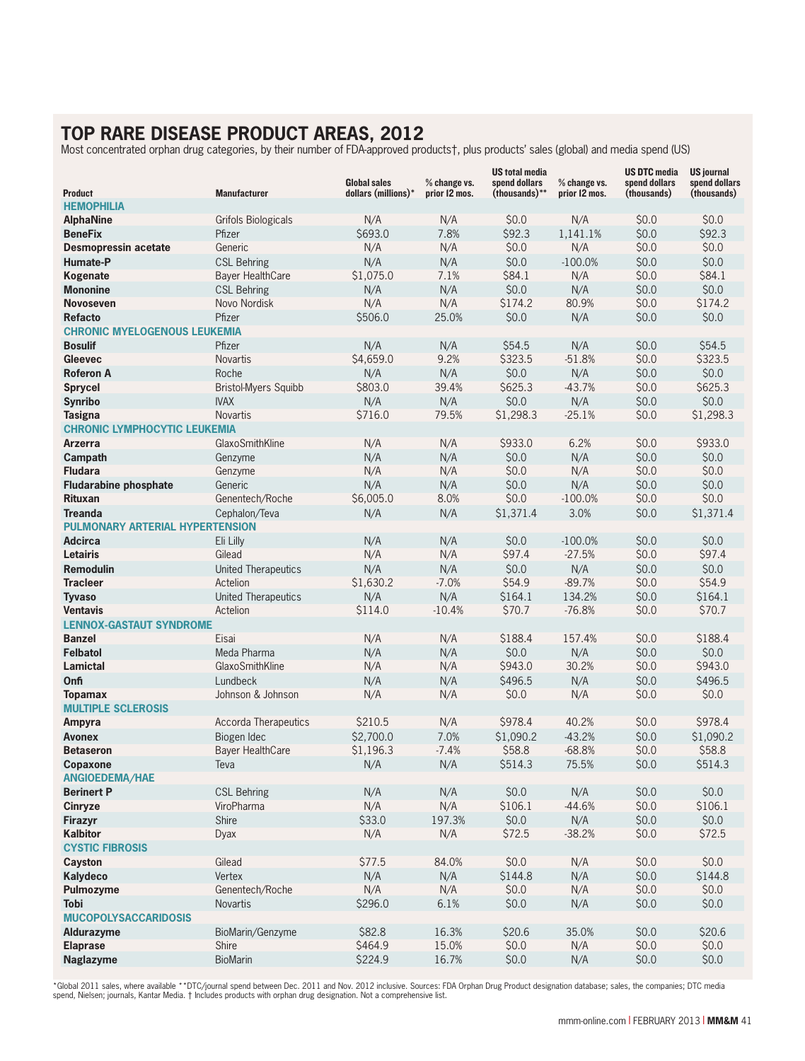# TOP RARE DISEASE PRODUCT AREAS, 2012

Most concentrated orphan drug categories, by their number of FDA-approved products†, plus products' sales (global) and media spend (US)

| Product | Manufacturer | Global sales dollars (millions)* | % change vs. prior 12 mos. | US total media spend dollars (thousands)** | % change vs. prior 12 mos. | US DTC media spend dollars (thousands) | US journal spend dollars (thousands) |
|---|---|---|---|---|---|---|---|
| **HEMOPHILIA** | | | | | | | |
| **AlphaNine** | Grifols Biologicals | N/A | N/A | $0.0 | N/A | $0.0 | $0.0 |
| **BeneFix** | Pfizer | $693.0 | 7.8% | $92.3 | 1,141.1% | $0.0 | $92.3 |
| **Desmopressin acetate** | Generic | N/A | N/A | $0.0 | N/A | $0.0 | $0.0 |
| **Humate-P** | CSL Behring | N/A | N/A | $0.0 | -100.0% | $0.0 | $0.0 |
| **Kogenate** | Bayer HealthCare | $1,075.0 | 7.1% | $84.1 | N/A | $0.0 | $84.1 |
| **Mononine** | CSL Behring | N/A | N/A | $0.0 | N/A | $0.0 | $0.0 |
| **Novoseven** | Novo Nordisk | N/A | N/A | $174.2 | 80.9% | $0.0 | $174.2 |
| **Refacto** | Pfizer | $506.0 | 25.0% | $0.0 | N/A | $0.0 | $0.0 |
| **CHRONIC MYELOGENOUS LEUKEMIA** | | | | | | | |
| **Bosulif** | Pfizer | N/A | N/A | $54.5 | N/A | $0.0 | $54.5 |
| **Gleevec** | Novartis | $4,659.0 | 9.2% | $323.5 | -51.8% | $0.0 | $323.5 |
| **Roferon A** | Roche | N/A | N/A | $0.0 | N/A | $0.0 | $0.0 |
| **Sprycel** | Bristol-Myers Squibb | $803.0 | 39.4% | $625.3 | -43.7% | $0.0 | $625.3 |
| **Synribo** | IVAX | N/A | N/A | $0.0 | N/A | $0.0 | $0.0 |
| **Tasigna** | Novartis | $716.0 | 79.5% | $1,298.3 | -25.1% | $0.0 | $1,298.3 |
| **CHRONIC LYMPHOCYTIC LEUKEMIA** | | | | | | | |
| **Arzerra** | GlaxoSmithKline | N/A | N/A | $933.0 | 6.2% | $0.0 | $933.0 |
| **Campath** | Genzyme | N/A | N/A | $0.0 | N/A | $0.0 | $0.0 |
| **Fludara** | Genzyme | N/A | N/A | $0.0 | N/A | $0.0 | $0.0 |
| **Fludarabine phosphate** | Generic | N/A | N/A | $0.0 | N/A | $0.0 | $0.0 |
| **Rituxan** | Genentech/Roche | $6,005.0 | 8.0% | $0.0 | -100.0% | $0.0 | $0.0 |
| **Treanda** | Cephalon/Teva | N/A | N/A | $1,371.4 | 3.0% | $0.0 | $1,371.4 |
| **PULMONARY ARTERIAL HYPERTENSION** | | | | | | | |
| **Adcirca** | Eli Lilly | N/A | N/A | $0.0 | -100.0% | $0.0 | $0.0 |
| **Letairis** | Gilead | N/A | N/A | $97.4 | -27.5% | $0.0 | $97.4 |
| **Remodulin** | United Therapeutics | N/A | N/A | $0.0 | N/A | $0.0 | $0.0 |
| **Tracleer** | Actelion | $1,630.2 | -7.0% | $54.9 | -89.7% | $0.0 | $54.9 |
| **Tyvaso** | United Therapeutics | N/A | N/A | $164.1 | 134.2% | $0.0 | $164.1 |
| **Ventavis** | Actelion | $114.0 | -10.4% | $70.7 | -76.8% | $0.0 | $70.7 |
| **LENNOX-GASTAUT SYNDROME** | | | | | | | |
| **Banzel** | Eisai | N/A | N/A | $188.4 | 157.4% | $0.0 | $188.4 |
| **Felbatol** | Meda Pharma | N/A | N/A | $0.0 | N/A | $0.0 | $0.0 |
| **Lamictal** | GlaxoSmithKline | N/A | N/A | $943.0 | 30.2% | $0.0 | $943.0 |
| **Onfi** | Lundbeck | N/A | N/A | $496.5 | N/A | $0.0 | $496.5 |
| **Topamax** | Johnson & Johnson | N/A | N/A | $0.0 | N/A | $0.0 | $0.0 |
| **MULTIPLE SCLEROSIS** | | | | | | | |
| **Ampyra** | Accorda Therapeutics | $210.5 | N/A | $978.4 | 40.2% | $0.0 | $978.4 |
| **Avonex** | Biogen Idec | $2,700.0 | 7.0% | $1,090.2 | -43.2% | $0.0 | $1,090.2 |
| **Betaseron** | Bayer HealthCare | $1,196.3 | -7.4% | $58.8 | -68.8% | $0.0 | $58.8 |
| **Copaxone** | Teva | N/A | N/A | $514.3 | 75.5% | $0.0 | $514.3 |
| **ANGIOEDEMA/HAE** | | | | | | | |
| **Berinert P** | CSL Behring | N/A | N/A | $0.0 | N/A | $0.0 | $0.0 |
| **Cinryze** | ViroPharma | N/A | N/A | $106.1 | -44.6% | $0.0 | $106.1 |
| **Firazyr** | Shire | $33.0 | 197.3% | $0.0 | N/A | $0.0 | $0.0 |
| **Kalbitor** | Dyax | N/A | N/A | $72.5 | -38.2% | $0.0 | $72.5 |
| **CYSTIC FIBROSIS** | | | | | | | |
| **Cayston** | Gilead | $77.5 | 84.0% | $0.0 | N/A | $0.0 | $0.0 |
| **Kalydeco** | Vertex | N/A | N/A | $144.8 | N/A | $0.0 | $144.8 |
| **Pulmozyme** | Genentech/Roche | N/A | N/A | $0.0 | N/A | $0.0 | $0.0 |
| **Tobi** | Novartis | $296.0 | 6.1% | $0.0 | N/A | $0.0 | $0.0 |
| **MUCOPOLYSACCARIDOSIS** | | | | | | | |
| **Aldurazyme** | BioMarin/Genzyme | $82.8 | 16.3% | $20.6 | 35.0% | $0.0 | $20.6 |
| **Elaprase** | Shire | $464.9 | 15.0% | $0.0 | N/A | $0.0 | $0.0 |
| **Naglazyme** | BioMarin | $224.9 | 16.7% | $0.0 | N/A | $0.0 | $0.0 |

*Global 2011 sales, where available **DTC/journal spend between Dec. 2011 and Nov. 2012 inclusive. Sources: FDA Orphan Drug Product designation database; sales, the companies; DTC media spend, Nielsen; journals, Kantar Media. † Includes products with orphan drug designation. Not a comprehensive list.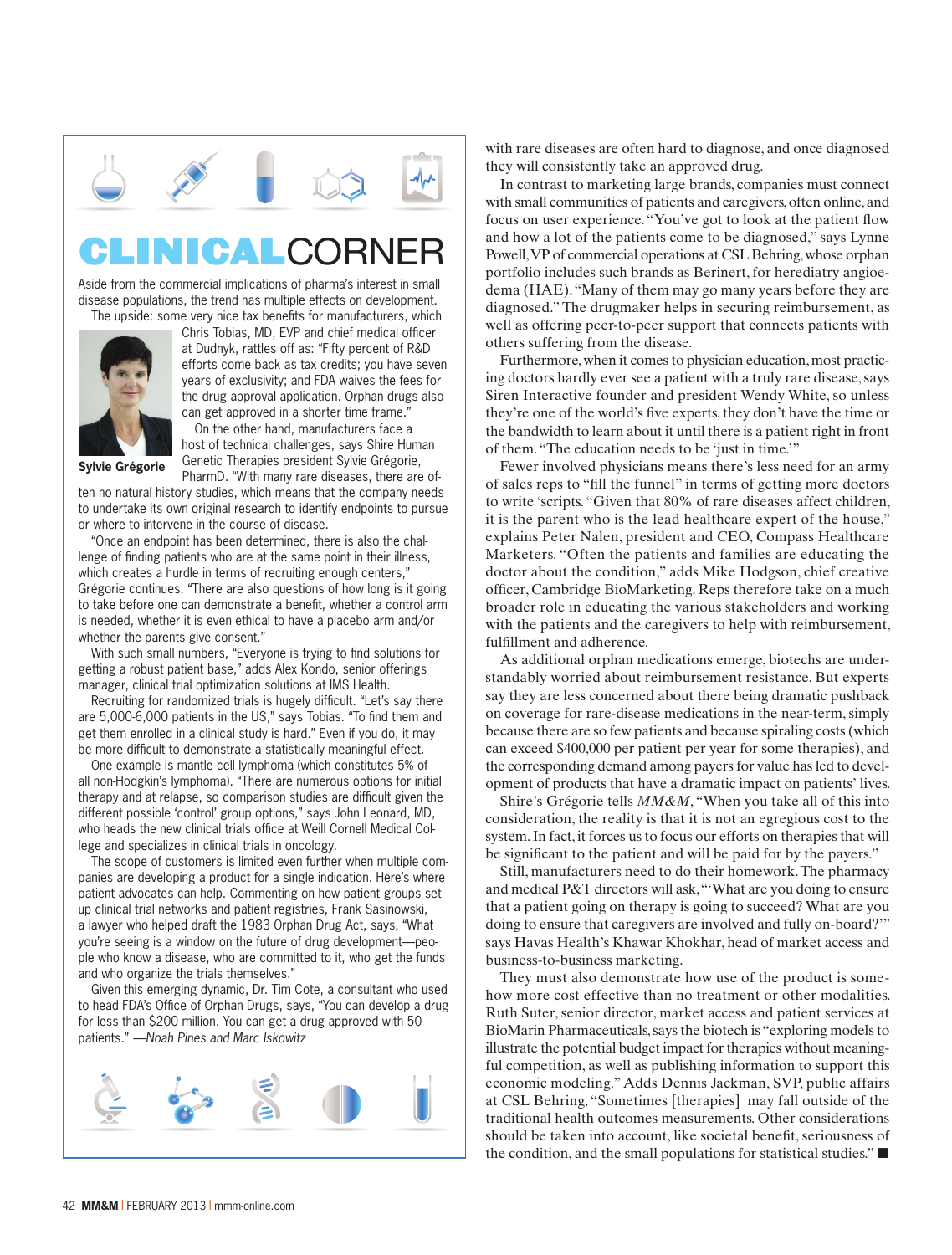# CLINICAL CORNER

Aside from the commercial implications of pharma's interest in small disease populations, the trend has multiple effects on development.

The upside: some very nice tax benefits for manufacturers, which Chris Tobias, MD, EVP and chief medical officer at Dudnyk, rattles off as: "Fifty percent of R&D efforts come back as tax credits; you have seven years of exclusivity; and FDA waives the fees for the drug approval application. Orphan drugs also can get approved in a shorter time frame."

**Sylvie Grégorie**

On the other hand, manufacturers face a host of technical challenges, says Shire Human Genetic Therapies president Sylvie Grégorie, PharmD. "With many rare diseases, there are often no natural history studies, which means that the company needs to undertake its own original research to identify endpoints to pursue or where to intervene in the course of disease.

"Once an endpoint has been determined, there is also the challenge of finding patients who are at the same point in their illness, which creates a hurdle in terms of recruiting enough centers," Grégorie continues. "There are also questions of how long is it going to take before one can demonstrate a benefit, whether a control arm is needed, whether it is even ethical to have a placebo arm and/or whether the parents give consent."

With such small numbers, "Everyone is trying to find solutions for getting a robust patient base," adds Alex Kondo, senior offerings manager, clinical trial optimization solutions at IMS Health.

Recruiting for randomized trials is hugely difficult. "Let's say there are 5,000-6,000 patients in the US," says Tobias. "To find them and get them enrolled in a clinical study is hard." Even if you do, it may be more difficult to demonstrate a statistically meaningful effect.

One example is mantle cell lymphoma (which constitutes 5% of all non-Hodgkin's lymphoma). "There are numerous options for initial therapy and at relapse, so comparison studies are difficult given the different possible 'control' group options," says John Leonard, MD, who heads the new clinical trials office at Weill Cornell Medical College and specializes in clinical trials in oncology.

The scope of customers is limited even further when multiple companies are developing a product for a single indication. Here's where patient advocates can help. Commenting on how patient groups set up clinical trial networks and patient registries, Frank Sasinowski, a lawyer who helped draft the 1983 Orphan Drug Act, says, "What you're seeing is a window on the future of drug development—people who know a disease, who are committed to it, who get the funds and who organize the trials themselves."

Given this emerging dynamic, Dr. Tim Cote, a consultant who used to head FDA's Office of Orphan Drugs, says, "You can develop a drug for less than $200 million. You can get a drug approved with 50 patients." —*Noah Pines and Marc Iskowitz*

with rare diseases are often hard to diagnose, and once diagnosed they will consistently take an approved drug.

In contrast to marketing large brands, companies must connect with small communities of patients and caregivers, often online, and focus on user experience. "You've got to look at the patient flow and how a lot of the patients come to be diagnosed," says Lynne Powell, VP of commercial operations at CSL Behring, whose orphan portfolio includes such brands as Berinert, for hereditary angioedema (HAE). "Many of them may go many years before they are diagnosed." The drugmaker helps in securing reimbursement, as well as offering peer-to-peer support that connects patients with others suffering from the disease.

Furthermore, when it comes to physician education, most practicing doctors hardly ever see a patient with a truly rare disease, says Siren Interactive founder and president Wendy White, so unless they're one of the world's five experts, they don't have the time or the bandwidth to learn about it until there is a patient right in front of them. "The education needs to be 'just in time.'"

Fewer involved physicians means there's less need for an army of sales reps to "fill the funnel" in terms of getting more doctors to write 'scripts. "Given that 80% of rare diseases affect children, it is the parent who is the lead healthcare expert of the house," explains Peter Nalen, president and CEO, Compass Healthcare Marketers. "Often the patients and families are educating the doctor about the condition," adds Mike Hodgson, chief creative officer, Cambridge BioMarketing. Reps therefore take on a much broader role in educating the various stakeholders and working with the patients and the caregivers to help with reimbursement, fulfillment and adherence.

As additional orphan medications emerge, biotechs are understandably worried about reimbursement resistance. But experts say they are less concerned about there being dramatic pushback on coverage for rare-disease medications in the near-term, simply because there are so few patients and because spiraling costs (which can exceed $400,000 per patient per year for some therapies), and the corresponding demand among payers for value has led to development of products that have a dramatic impact on patients' lives.

Shire's Grégorie tells *MM&M*, "When you take all of this into consideration, the reality is that it is not an egregious cost to the system. In fact, it forces us to focus our efforts on therapies that will be significant to the patient and will be paid for by the payers."

Still, manufacturers need to do their homework. The pharmacy and medical P&T directors will ask, "'What are you doing to ensure that a patient going on therapy is going to succeed? What are you doing to ensure that caregivers are involved and fully on-board?'" says Havas Health's Khawar Khokhar, head of market access and business-to-business marketing.

They must also demonstrate how use of the product is somehow more cost effective than no treatment or other modalities. Ruth Suter, senior director, market access and patient services at BioMarin Pharmaceuticals, says the biotech is "exploring models to illustrate the potential budget impact for therapies without meaningful competition, as well as publishing information to support this economic modeling." Adds Dennis Jackman, SVP, public affairs at CSL Behring, "Sometimes [therapies] may fall outside of the traditional health outcomes measurements. Other considerations should be taken into account, like societal benefit, seriousness of the condition, and the small populations for statistical studies." ■